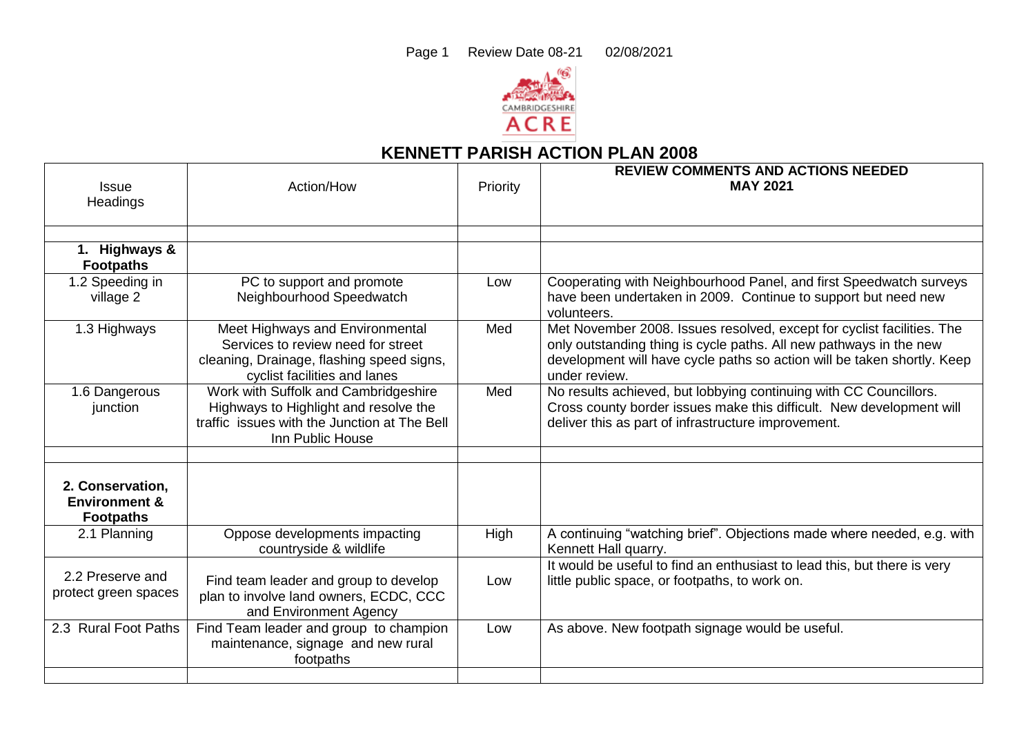# KENNETT PARISH ACTION PLAN 2008

| Issue Headings | Action/How | Priority | REVIEW COMMENTS AND ACTIONS NEEDED MAY 2021 |
|---|---|---|---|
| | | | |
| **1. Highways & Footpaths** | | | |
| 1.2 Speeding in village 2 | PC to support and promote Neighbourhood Speedwatch | Low | Cooperating with Neighbourhood Panel, and first Speedwatch surveys have been undertaken in 2009. Continue to support but need new volunteers. |
| 1.3 Highways | Meet Highways and Environmental Services to review need for street cleaning, Drainage, flashing speed signs, cyclist facilities and lanes | Med | Met November 2008. Issues resolved, except for cyclist facilities. The only outstanding thing is cycle paths. All new pathways in the new development will have cycle paths so action will be taken shortly. Keep under review. |
| 1.6 Dangerous junction | Work with Suffolk and Cambridgeshire Highways to Highlight and resolve the traffic issues with the Junction at The Bell Inn Public House | Med | No results achieved, but lobbying continuing with CC Councillors. Cross county border issues make this difficult. New development will deliver this as part of infrastructure improvement. |
| | | | |
| **2. Conservation, Environment & Footpaths** | | | |
| 2.1 Planning | Oppose developments impacting countryside & wildlife | High | A continuing "watching brief". Objections made where needed, e.g. with Kennett Hall quarry. |
| 2.2 Preserve and protect green spaces | Find team leader and group to develop plan to involve land owners, ECDC, CCC and Environment Agency | Low | It would be useful to find an enthusiast to lead this, but there is very little public space, or footpaths, to work on. |
| 2.3 Rural Foot Paths | Find Team leader and group to champion maintenance, signage and new rural footpaths | Low | As above. New footpath signage would be useful. |
| | | | |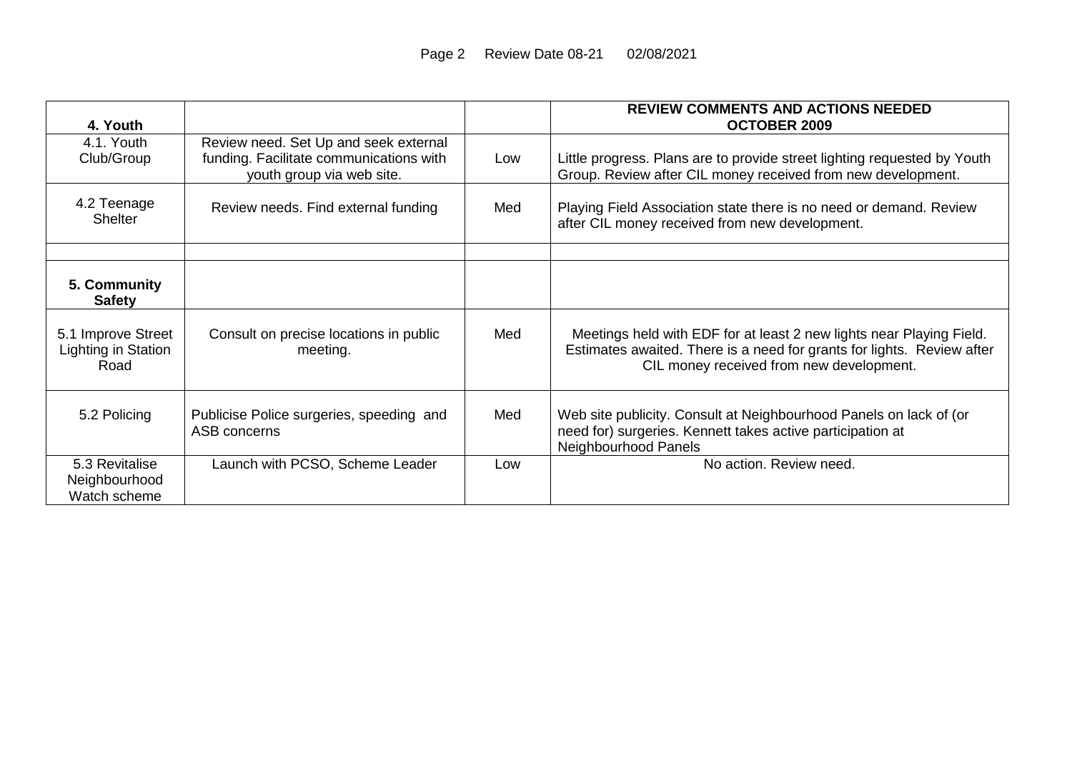| 4. Youth | | | REVIEW COMMENTS AND ACTIONS NEEDED OCTOBER 2009 |
|---|---|---|---|
| 4.1. Youth Club/Group | Review need. Set Up and seek external funding. Facilitate communications with youth group via web site. | Low | Little progress. Plans are to provide street lighting requested by Youth Group. Review after CIL money received from new development. |
| 4.2 Teenage Shelter | Review needs. Find external funding | Med | Playing Field Association state there is no need or demand. Review after CIL money received from new development. |
| | | | |
| **5. Community Safety** | | | |
| 5.1 Improve Street Lighting in Station Road | Consult on precise locations in public meeting. | Med | Meetings held with EDF for at least 2 new lights near Playing Field. Estimates awaited. There is a need for grants for lights. Review after CIL money received from new development. |
| 5.2 Policing | Publicise Police surgeries, speeding and ASB concerns | Med | Web site publicity. Consult at Neighbourhood Panels on lack of (or need for) surgeries. Kennett takes active participation at Neighbourhood Panels |
| 5.3 Revitalise Neighbourhood Watch scheme | Launch with PCSO, Scheme Leader | Low | No action. Review need. |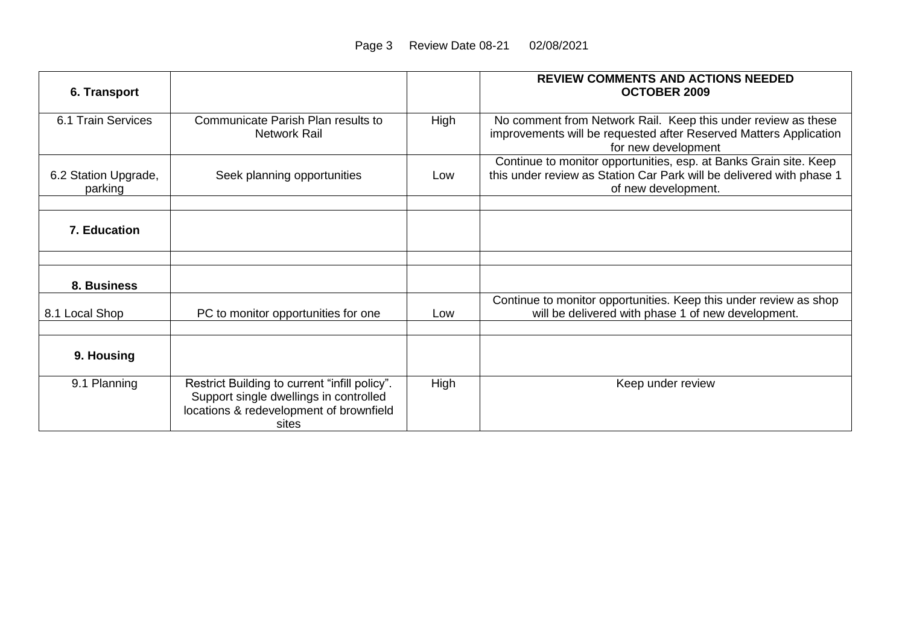| **6. Transport** | | | **REVIEW COMMENTS AND ACTIONS NEEDED OCTOBER 2009** |
|---|---|---|---|
| 6.1 Train Services | Communicate Parish Plan results to Network Rail | High | No comment from Network Rail. Keep this under review as these improvements will be requested after Reserved Matters Application for new development |
| 6.2 Station Upgrade, parking | Seek planning opportunities | Low | Continue to monitor opportunities, esp. at Banks Grain site. Keep this under review as Station Car Park will be delivered with phase 1 of new development. |
| | | | |
| **7. Education** | | | |
| | | | |
| **8. Business** | | | |
| 8.1 Local Shop | PC to monitor opportunities for one | Low | Continue to monitor opportunities. Keep this under review as shop will be delivered with phase 1 of new development. |
| | | | |
| **9. Housing** | | | |
| 9.1 Planning | Restrict Building to current "infill policy". Support single dwellings in controlled locations & redevelopment of brownfield sites | High | Keep under review |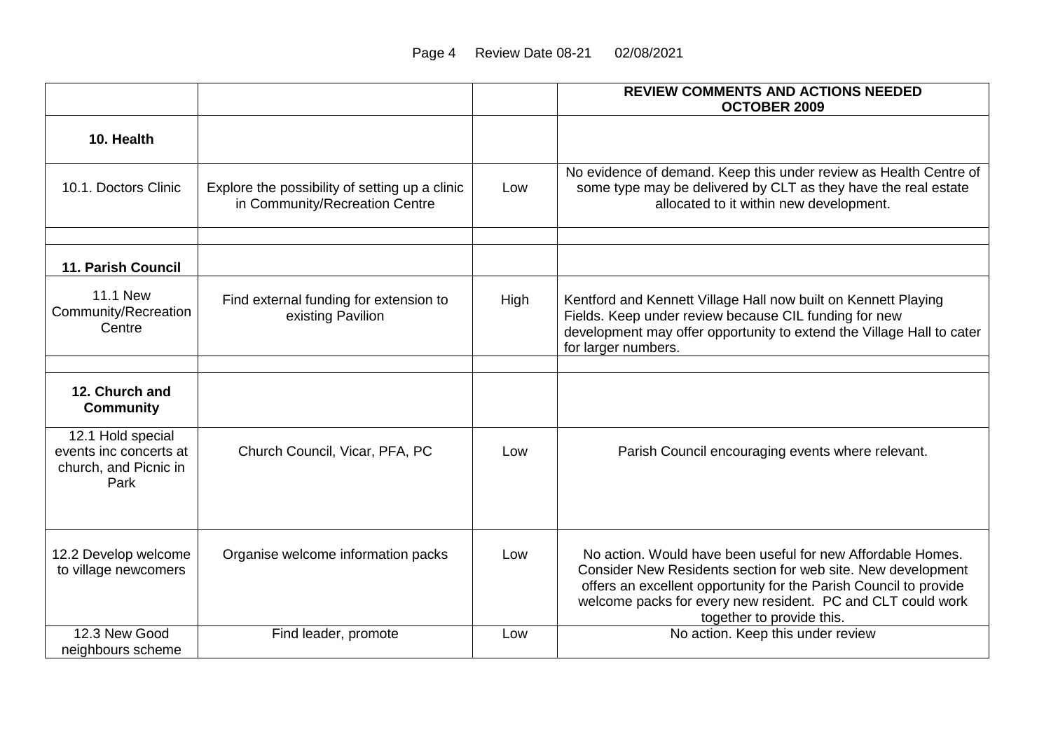| | | | REVIEW COMMENTS AND ACTIONS NEEDED OCTOBER 2009 |
|---|---|---|---|
| **10. Health** | | | |
| 10.1. Doctors Clinic | Explore the possibility of setting up a clinic in Community/Recreation Centre | Low | No evidence of demand. Keep this under review as Health Centre of some type may be delivered by CLT as they have the real estate allocated to it within new development. |
| | | | |
| **11. Parish Council** | | | |
| 11.1 New Community/Recreation Centre | Find external funding for extension to existing Pavilion | High | Kentford and Kennett Village Hall now built on Kennett Playing Fields. Keep under review because CIL funding for new development may offer opportunity to extend the Village Hall to cater for larger numbers. |
| | | | |
| **12. Church and Community** | | | |
| 12.1 Hold special events inc concerts at church, and Picnic in Park | Church Council, Vicar, PFA, PC | Low | Parish Council encouraging events where relevant. |
| 12.2 Develop welcome to village newcomers | Organise welcome information packs | Low | No action. Would have been useful for new Affordable Homes. Consider New Residents section for web site. New development offers an excellent opportunity for the Parish Council to provide welcome packs for every new resident. PC and CLT could work together to provide this. |
| 12.3 New Good neighbours scheme | Find leader, promote | Low | No action. Keep this under review |